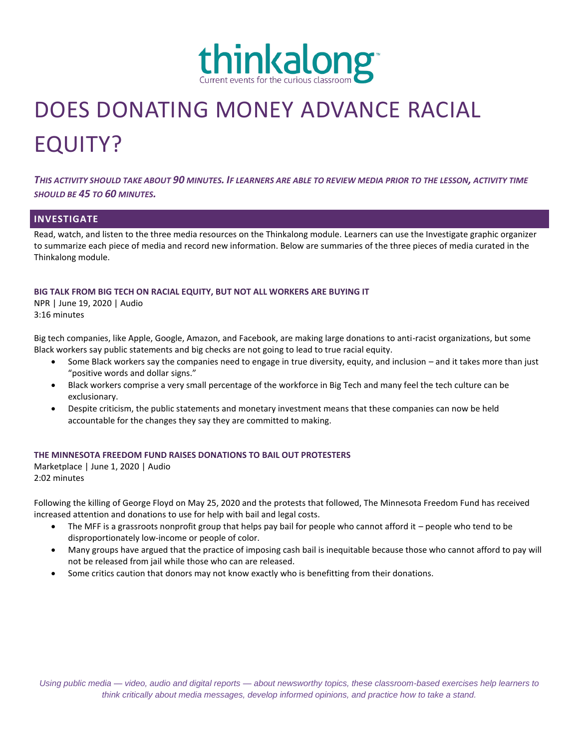thinkalong
Current events for the curious classroom

# DOES DONATING MONEY ADVANCE RACIAL EQUITY?

***This activity should take about 90 minutes. If learners are able to review media prior to the lesson, activity time should be 45 to 60 minutes.***

## INVESTIGATE

Read, watch, and listen to the three media resources on the Thinkalong module. Learners can use the Investigate graphic organizer to summarize each piece of media and record new information. Below are summaries of the three pieces of media curated in the Thinkalong module.

### BIG TALK FROM BIG TECH ON RACIAL EQUITY, BUT NOT ALL WORKERS ARE BUYING IT

NPR | June 19, 2020 | Audio
3:16 minutes

Big tech companies, like Apple, Google, Amazon, and Facebook, are making large donations to anti-racist organizations, but some Black workers say public statements and big checks are not going to lead to true racial equity.

- Some Black workers say the companies need to engage in true diversity, equity, and inclusion – and it takes more than just "positive words and dollar signs."
- Black workers comprise a very small percentage of the workforce in Big Tech and many feel the tech culture can be exclusionary.
- Despite criticism, the public statements and monetary investment means that these companies can now be held accountable for the changes they say they are committed to making.

### THE MINNESOTA FREEDOM FUND RAISES DONATIONS TO BAIL OUT PROTESTERS

Marketplace | June 1, 2020 | Audio
2:02 minutes

Following the killing of George Floyd on May 25, 2020 and the protests that followed, The Minnesota Freedom Fund has received increased attention and donations to use for help with bail and legal costs.

- The MFF is a grassroots nonprofit group that helps pay bail for people who cannot afford it – people who tend to be disproportionately low-income or people of color.
- Many groups have argued that the practice of imposing cash bail is inequitable because those who cannot afford to pay will not be released from jail while those who can are released.
- Some critics caution that donors may not know exactly who is benefitting from their donations.

*Using public media — video, audio and digital reports — about newsworthy topics, these classroom-based exercises help learners to think critically about media messages, develop informed opinions, and practice how to take a stand.*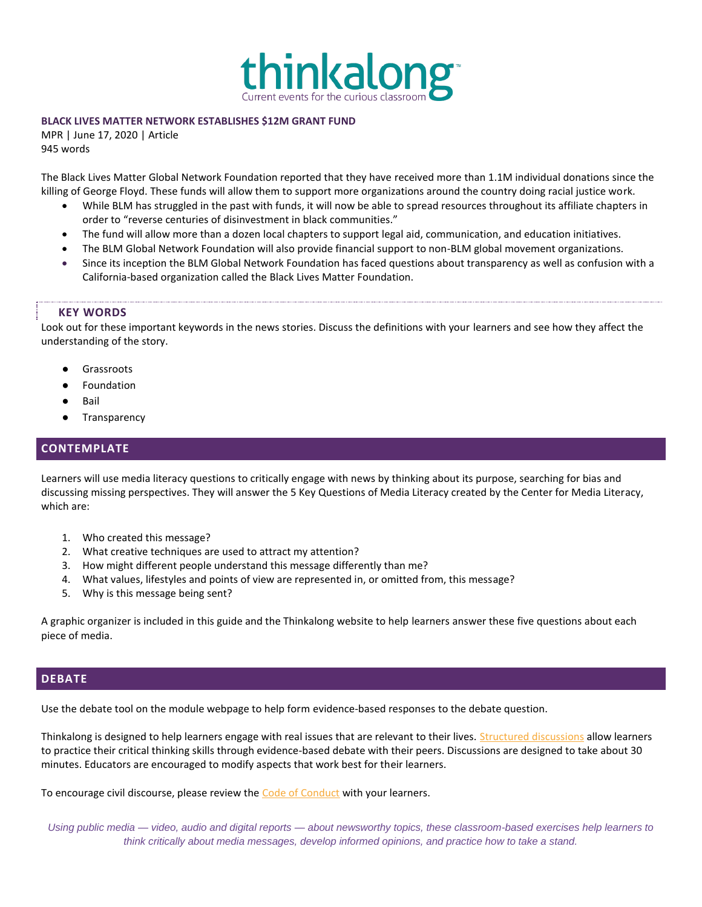# thinkalong

Current events for the curious classroom

**BLACK LIVES MATTER NETWORK ESTABLISHES $12M GRANT FUND**

MPR | June 17, 2020 | Article

945 words

The Black Lives Matter Global Network Foundation reported that they have received more than 1.1M individual donations since the killing of George Floyd. These funds will allow them to support more organizations around the country doing racial justice work.

- While BLM has struggled in the past with funds, it will now be able to spread resources throughout its affiliate chapters in order to "reverse centuries of disinvestment in black communities."
- The fund will allow more than a dozen local chapters to support legal aid, communication, and education initiatives.
- The BLM Global Network Foundation will also provide financial support to non-BLM global movement organizations.
- Since its inception the BLM Global Network Foundation has faced questions about transparency as well as confusion with a California-based organization called the Black Lives Matter Foundation.

## KEY WORDS

Look out for these important keywords in the news stories. Discuss the definitions with your learners and see how they affect the understanding of the story.

- Grassroots
- Foundation
- Bail
- Transparency

## CONTEMPLATE

Learners will use media literacy questions to critically engage with news by thinking about its purpose, searching for bias and discussing missing perspectives. They will answer the 5 Key Questions of Media Literacy created by the Center for Media Literacy, which are:

1. Who created this message?
2. What creative techniques are used to attract my attention?
3. How might different people understand this message differently than me?
4. What values, lifestyles and points of view are represented in, or omitted from, this message?
5. Why is this message being sent?

A graphic organizer is included in this guide and the Thinkalong website to help learners answer these five questions about each piece of media.

## DEBATE

Use the debate tool on the module webpage to help form evidence-based responses to the debate question.

Thinkalong is designed to help learners engage with real issues that are relevant to their lives. Structured discussions allow learners to practice their critical thinking skills through evidence-based debate with their peers. Discussions are designed to take about 30 minutes. Educators are encouraged to modify aspects that work best for their learners.

To encourage civil discourse, please review the Code of Conduct with your learners.

*Using public media — video, audio and digital reports — about newsworthy topics, these classroom-based exercises help learners to think critically about media messages, develop informed opinions, and practice how to take a stand.*